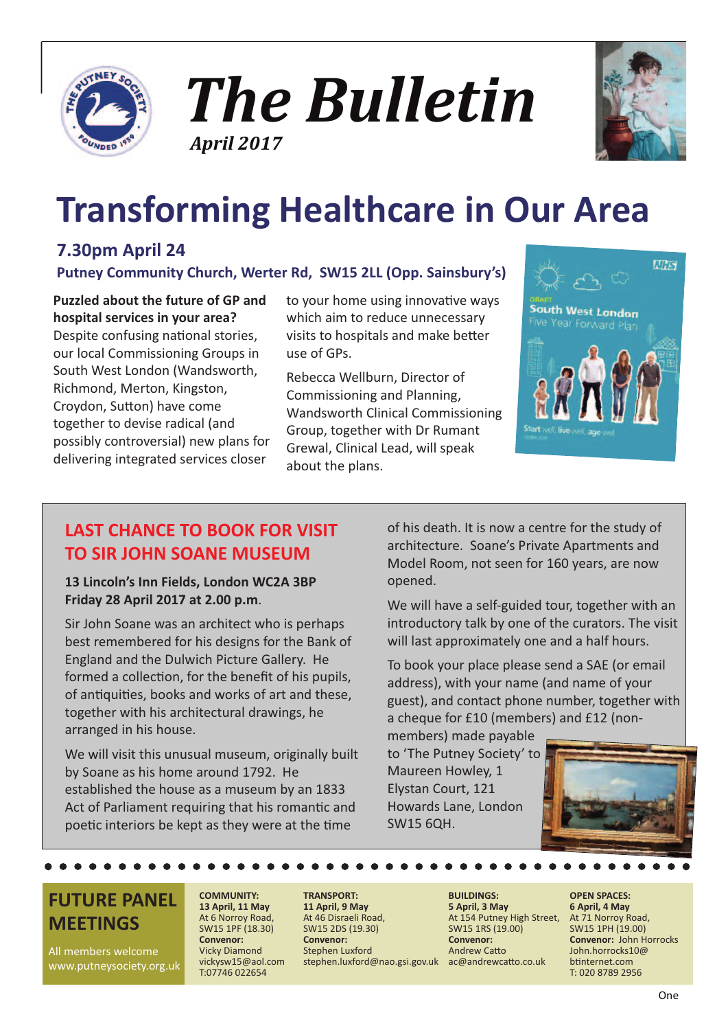# The Bulletin

*April 2017*

# Transforming Healthcare in Our Area

## 7.30pm April 24

**Putney Community Church, Werter Rd, SW15 2LL (Opp. Sainsbury's)**

**Puzzled about the future of GP and hospital services in your area?** Despite confusing national stories, our local Commissioning Groups in South West London (Wandsworth, Richmond, Merton, Kingston, Croydon, Sutton) have come together to devise radical (and possibly controversial) new plans for delivering integrated services closer to your home using innovative ways which aim to reduce unnecessary visits to hospitals and make better use of GPs.

Rebecca Wellburn, Director of Commissioning and Planning, Wandsworth Clinical Commissioning Group, together with Dr Rumant Grewal, Clinical Lead, will speak about the plans.

## LAST CHANCE TO BOOK FOR VISIT TO SIR JOHN SOANE MUSEUM

**13 Lincoln's Inn Fields, London WC2A 3BP**
**Friday 28 April 2017 at 2.00 p.m**.

Sir John Soane was an architect who is perhaps best remembered for his designs for the Bank of England and the Dulwich Picture Gallery. He formed a collection, for the benefit of his pupils, of antiquities, books and works of art and these, together with his architectural drawings, he arranged in his house.

We will visit this unusual museum, originally built by Soane as his home around 1792. He established the house as a museum by an 1833 Act of Parliament requiring that his romantic and poetic interiors be kept as they were at the time of his death. It is now a centre for the study of architecture. Soane's Private Apartments and Model Room, not seen for 160 years, are now opened.

We will have a self-guided tour, together with an introductory talk by one of the curators. The visit will last approximately one and a half hours.

To book your place please send a SAE (or email address), with your name (and name of your guest), and contact phone number, together with a cheque for £10 (members) and £12 (non-members) made payable to 'The Putney Society' to Maureen Howley, 1 Elystan Court, 121 Howards Lane, London SW15 6QH.

## FUTURE PANEL MEETINGS

All members welcome
www.putneysociety.org.uk

**COMMUNITY:**
**13 April, 11 May**
At 6 Norroy Road, SW15 1PF (18.30)
**Convenor:**
Vicky Diamond
vickysw15@aol.com
T:07746 022654

**TRANSPORT:**
**11 April, 9 May**
At 46 Disraeli Road, SW15 2DS (19.30)
**Convenor:**
Stephen Luxford
stephen.luxford@nao.gsi.gov.uk

**BUILDINGS:**
**5 April, 3 May**
At 154 Putney High Street, SW15 1RS (19.00)
**Convenor:**
Andrew Catto
ac@andrewcatto.co.uk

**OPEN SPACES:**
**6 April, 4 May**
At 71 Norroy Road, SW15 1PH (19.00)
**Convenor:** John Horrocks
John.horrocks10@btinternet.com
T: 020 8789 2956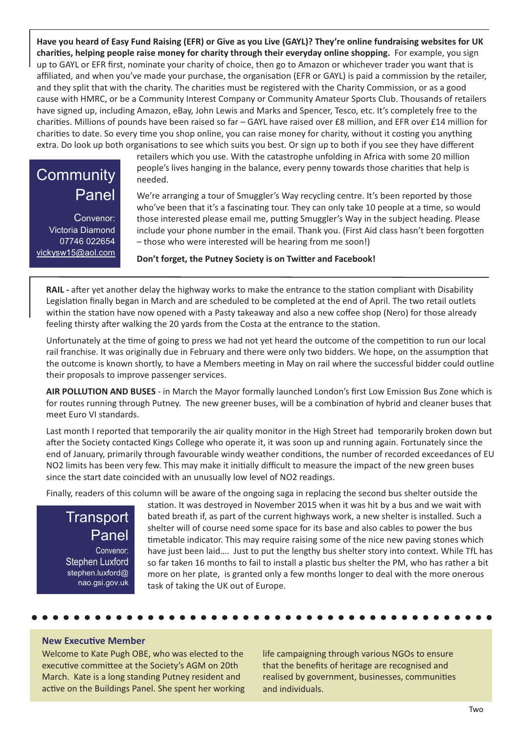## Community Panel

Convenor: Victoria Diamond
07746 022654
vickysw15@aol.com

**Have you heard of Easy Fund Raising (EFR) or Give as you Live (GAYL)? They're online fundraising websites for UK charities, helping people raise money for charity through their everyday online shopping.** For example, you sign up to GAYL or EFR first, nominate your charity of choice, then go to Amazon or whichever trader you want that is affiliated, and when you've made your purchase, the organisation (EFR or GAYL) is paid a commission by the retailer, and they split that with the charity. The charities must be registered with the Charity Commission, or as a good cause with HMRC, or be a Community Interest Company or Community Amateur Sports Club. Thousands of retailers have signed up, including Amazon, eBay, John Lewis and Marks and Spencer, Tesco, etc. It's completely free to the charities. Millions of pounds have been raised so far – GAYL have raised over £8 million, and EFR over £14 million for charities to date. So every time you shop online, you can raise money for charity, without it costing you anything extra. Do look up both organisations to see which suits you best. Or sign up to both if you see they have different retailers which you use. With the catastrophe unfolding in Africa with some 20 million people's lives hanging in the balance, every penny towards those charities that help is needed.

We're arranging a tour of Smuggler's Way recycling centre. It's been reported by those who've been that it's a fascinating tour. They can only take 10 people at a time, so would those interested please email me, putting Smuggler's Way in the subject heading. Please include your phone number in the email. Thank you. (First Aid class hasn't been forgotten – those who were interested will be hearing from me soon!)

**Don't forget, the Putney Society is on Twitter and Facebook!**

## Transport Panel

Convenor: Stephen Luxford
stephen.luxford@nao.gsi.gov.uk

**RAIL -** after yet another delay the highway works to make the entrance to the station compliant with Disability Legislation finally began in March and are scheduled to be completed at the end of April. The two retail outlets within the station have now opened with a Pasty takeaway and also a new coffee shop (Nero) for those already feeling thirsty after walking the 20 yards from the Costa at the entrance to the station.

Unfortunately at the time of going to press we had not yet heard the outcome of the competition to run our local rail franchise. It was originally due in February and there were only two bidders. We hope, on the assumption that the outcome is known shortly, to have a Members meeting in May on rail where the successful bidder could outline their proposals to improve passenger services.

**AIR POLLUTION AND BUSES** - in March the Mayor formally launched London's first Low Emission Bus Zone which is for routes running through Putney. The new greener buses, will be a combination of hybrid and cleaner buses that meet Euro VI standards.

Last month I reported that temporarily the air quality monitor in the High Street had temporarily broken down but after the Society contacted Kings College who operate it, it was soon up and running again. Fortunately since the end of January, primarily through favourable windy weather conditions, the number of recorded exceedances of EU $NO_2$ limits has been very few. This may make it initially difficult to measure the impact of the new green buses since the start date coincided with an unusually low level of $NO_2$ readings.

Finally, readers of this column will be aware of the ongoing saga in replacing the second bus shelter outside the station. It was destroyed in November 2015 when it was hit by a bus and we wait with bated breath if, as part of the current highways work, a new shelter is installed. Such a shelter will of course need some space for its base and also cables to power the bus timetable indicator. This may require raising some of the nice new paving stones which have just been laid…. Just to put the lengthy bus shelter story into context. While TfL has so far taken 16 months to fail to install a plastic bus shelter the PM, who has rather a bit more on her plate, is granted only a few months longer to deal with the more onerous task of taking the UK out of Europe.

### New Executive Member

Welcome to Kate Pugh OBE, who was elected to the executive committee at the Society's AGM on 20th March. Kate is a long standing Putney resident and active on the Buildings Panel. She spent her working life campaigning through various NGOs to ensure that the benefits of heritage are recognised and realised by government, businesses, communities and individuals.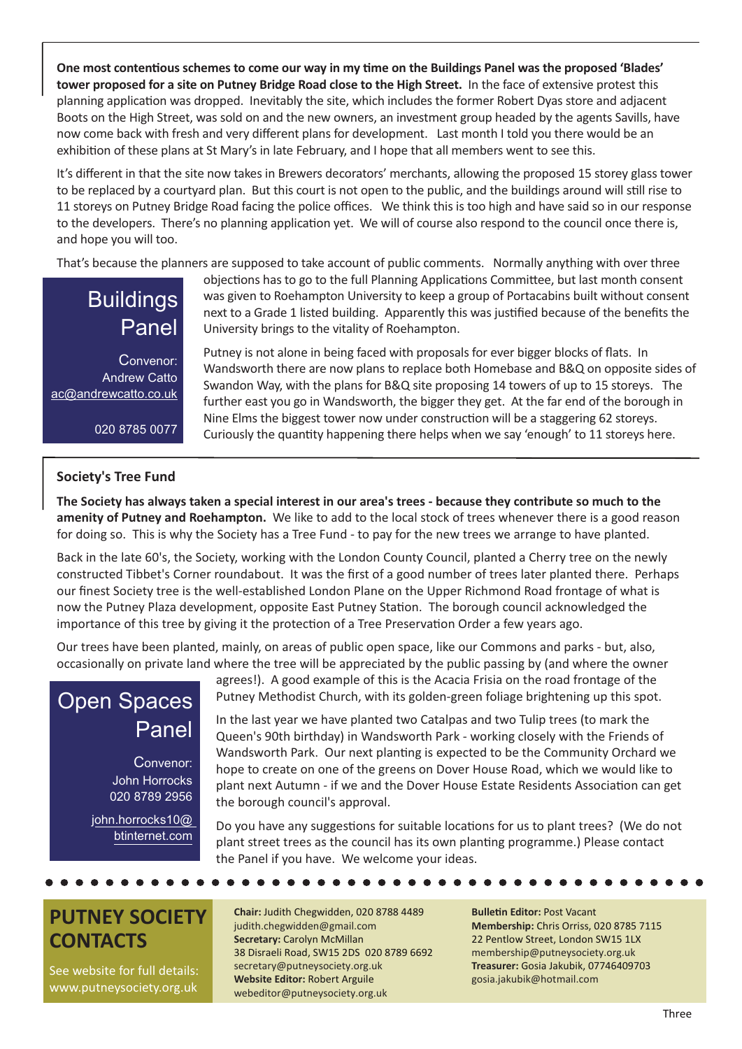**One most contentious schemes to come our way in my time on the Buildings Panel was the proposed 'Blades' tower proposed for a site on Putney Bridge Road close to the High Street.** In the face of extensive protest this planning application was dropped. Inevitably the site, which includes the former Robert Dyas store and adjacent Boots on the High Street, was sold on and the new owners, an investment group headed by the agents Savills, have now come back with fresh and very different plans for development. Last month I told you there would be an exhibition of these plans at St Mary's in late February, and I hope that all members went to see this.

It's different in that the site now takes in Brewers decorators' merchants, allowing the proposed 15 storey glass tower to be replaced by a courtyard plan. But this court is not open to the public, and the buildings around will still rise to 11 storeys on Putney Bridge Road facing the police offices. We think this is too high and have said so in our response to the developers. There's no planning application yet. We will of course also respond to the council once there is, and hope you will too.

That's because the planners are supposed to take account of public comments. Normally anything with over three objections has to go to the full Planning Applications Committee, but last month consent was given to Roehampton University to keep a group of Portacabins built without consent next to a Grade 1 listed building. Apparently this was justified because of the benefits the University brings to the vitality of Roehampton.

Putney is not alone in being faced with proposals for ever bigger blocks of flats. In Wandsworth there are now plans to replace both Homebase and B&Q on opposite sides of Swandon Way, with the plans for B&Q site proposing 14 towers of up to 15 storeys. The further east you go in Wandsworth, the bigger they get. At the far end of the borough in Nine Elms the biggest tower now under construction will be a staggering 62 storeys. Curiously the quantity happening there helps when we say 'enough' to 11 storeys here.

## Buildings Panel

Convenor:
Andrew Catto
ac@andrewcatto.co.uk

020 8785 0077

### Society's Tree Fund

**The Society has always taken a special interest in our area's trees - because they contribute so much to the amenity of Putney and Roehampton.** We like to add to the local stock of trees whenever there is a good reason for doing so. This is why the Society has a Tree Fund - to pay for the new trees we arrange to have planted.

Back in the late 60's, the Society, working with the London County Council, planted a Cherry tree on the newly constructed Tibbet's Corner roundabout. It was the first of a good number of trees later planted there. Perhaps our finest Society tree is the well-established London Plane on the Upper Richmond Road frontage of what is now the Putney Plaza development, opposite East Putney Station. The borough council acknowledged the importance of this tree by giving it the protection of a Tree Preservation Order a few years ago.

Our trees have been planted, mainly, on areas of public open space, like our Commons and parks - but, also, occasionally on private land where the tree will be appreciated by the public passing by (and where the owner agrees!). A good example of this is the Acacia Frisia on the road frontage of the Putney Methodist Church, with its golden-green foliage brightening up this spot.

In the last year we have planted two Catalpas and two Tulip trees (to mark the Queen's 90th birthday) in Wandsworth Park - working closely with the Friends of Wandsworth Park. Our next planting is expected to be the Community Orchard we hope to create on one of the greens on Dover House Road, which we would like to plant next Autumn - if we and the Dover House Estate Residents Association can get the borough council's approval.

Do you have any suggestions for suitable locations for us to plant trees? (We do not plant street trees as the council has its own planting programme.) Please contact the Panel if you have. We welcome your ideas.

## Open Spaces Panel

Convenor:
John Horrocks
020 8789 2956

john.horrocks10@btinternet.com

## PUTNEY SOCIETY CONTACTS

See website for full details: www.putneysociety.org.uk

**Chair:** Judith Chegwidden, 020 8788 4489
judith.chegwidden@gmail.com
**Secretary:** Carolyn McMillan
38 Disraeli Road, SW15 2DS 020 8789 6692
secretary@putneysociety.org.uk
**Website Editor:** Robert Arguile
webeditor@putneysociety.org.uk

**Bulletin Editor:** Post Vacant
**Membership:** Chris Orriss, 020 8785 7115
22 Pentlow Street, London SW15 1LX
membership@putneysociety.org.uk
**Treasurer:** Gosia Jakubik, 07746409703
gosia.jakubik@hotmail.com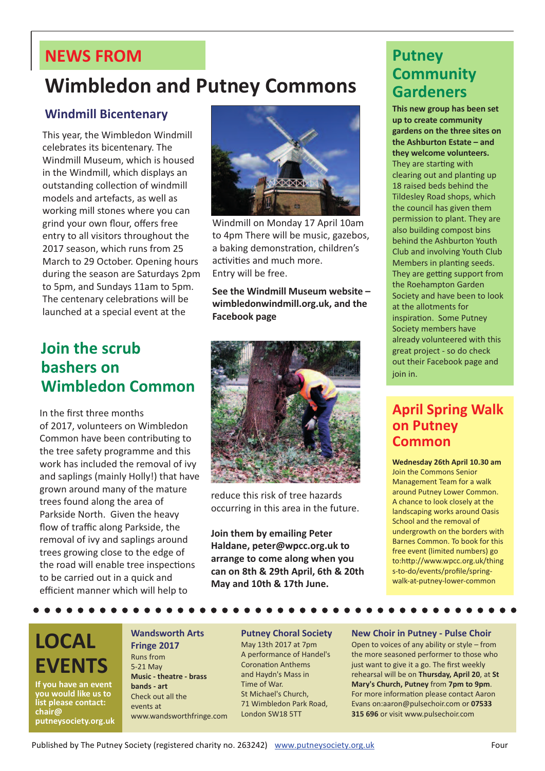## NEWS FROM

# Wimbledon and Putney Commons

### Windmill Bicentenary

This year, the Wimbledon Windmill celebrates its bicentenary. The Windmill Museum, which is housed in the Windmill, which displays an outstanding collection of windmill models and artefacts, as well as working mill stones where you can grind your own flour, offers free entry to all visitors throughout the 2017 season, which runs from 25 March to 29 October. Opening hours during the season are Saturdays 2pm to 5pm, and Sundays 11am to 5pm. The centenary celebrations will be launched at a special event at the Windmill on Monday 17 April 10am to 4pm There will be music, gazebos, a baking demonstration, children's activities and much more. Entry will be free.

**See the Windmill Museum website – wimbledonwindmill.org.uk, and the Facebook page**

## Join the scrub bashers on Wimbledon Common

In the first three months of 2017, volunteers on Wimbledon Common have been contributing to the tree safety programme and this work has included the removal of ivy and saplings (mainly Holly!) that have grown around many of the mature trees found along the area of Parkside North. Given the heavy flow of traffic along Parkside, the removal of ivy and saplings around trees growing close to the edge of the road will enable tree inspections to be carried out in a quick and efficient manner which will help to reduce this risk of tree hazards occurring in this area in the future.

**Join them by emailing Peter Haldane, peter@wpcc.org.uk to arrange to come along when you can on 8th & 29th April, 6th & 20th May and 10th & 17th June.**

## Putney Community Gardeners

**This new group has been set up to create community gardens on the three sites on the Ashburton Estate – and they welcome volunteers.** They are starting with clearing out and planting up 18 raised beds behind the Tildesley Road shops, which the council has given them permission to plant. They are also building compost bins behind the Ashburton Youth Club and involving Youth Club Members in planting seeds. They are getting support from the Roehampton Garden Society and have been to look at the allotments for inspiration. Some Putney Society members have already volunteered with this great project - so do check out their Facebook page and join in.

## April Spring Walk on Putney Common

**Wednesday 26th April 10.30 am**
Join the Commons Senior Management Team for a walk around Putney Lower Common. A chance to look closely at the landscaping works around Oasis School and the removal of undergrowth on the borders with Barnes Common. To book for this free event (limited numbers) go to:http://www.wpcc.org.uk/things-to-do/events/profile/spring-walk-at-putney-lower-common

# LOCAL EVENTS

**If you have an event you would like us to list please contact: chair@putneysociety.org.uk**

### Wandsworth Arts Fringe 2017

Runs from 5-21 May
**Music - theatre - brass bands - art**
Check out all the events at www.wandsworthfringe.com

### Putney Choral Society

May 13th 2017 at 7pm
A performance of Handel's Coronation Anthems and Haydn's Mass in Time of War.
St Michael's Church,
71 Wimbledon Park Road,
London SW18 5TT

### New Choir in Putney - Pulse Choir

Open to voices of any ability or style – from the more seasoned performer to those who just want to give it a go. The first weekly rehearsal will be on **Thursday, April 20**, at **St Mary's Church, Putney** from **7pm to 9pm**. For more information please contact Aaron Evans on:aaron@pulsechoir.com or **07533 315 696** or visit www.pulsechoir.com

Published by The Putney Society (registered charity no. 263242) www.putneysociety.org.uk